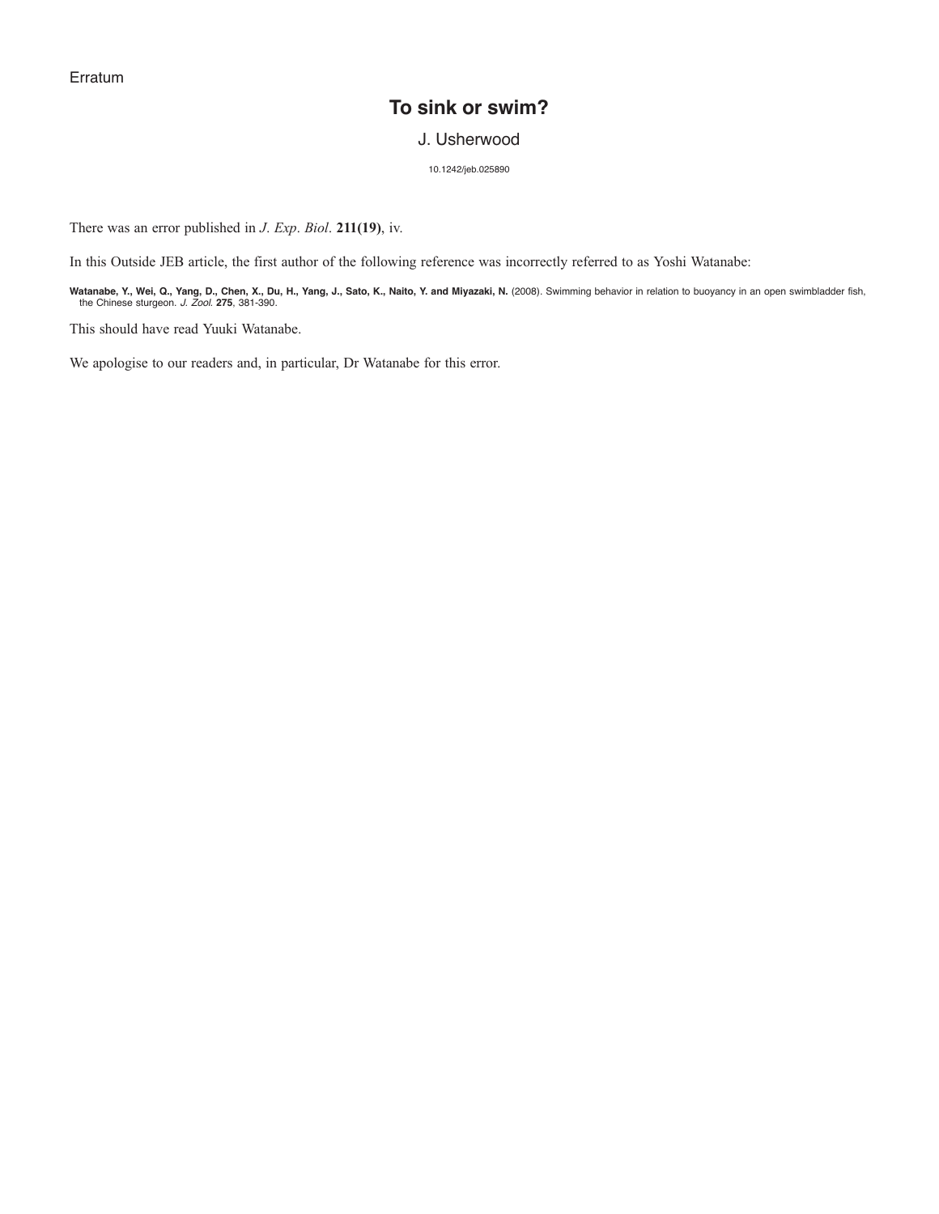Erratum

# To sink or swim?

J. Usherwood

10.1242/jeb.025890

There was an error published in *J. Exp. Biol.* **211(19)**, iv.

In this Outside JEB article, the first author of the following reference was incorrectly referred to as Yoshi Watanabe:

**Watanabe, Y., Wei, Q., Yang, D., Chen, X., Du, H., Yang, J., Sato, K., Naito, Y. and Miyazaki, N.** (2008). Swimming behavior in relation to buoyancy in an open swimbladder fish, the Chinese sturgeon. *J. Zool.* **275**, 381-390.

This should have read Yuuki Watanabe.

We apologise to our readers and, in particular, Dr Watanabe for this error.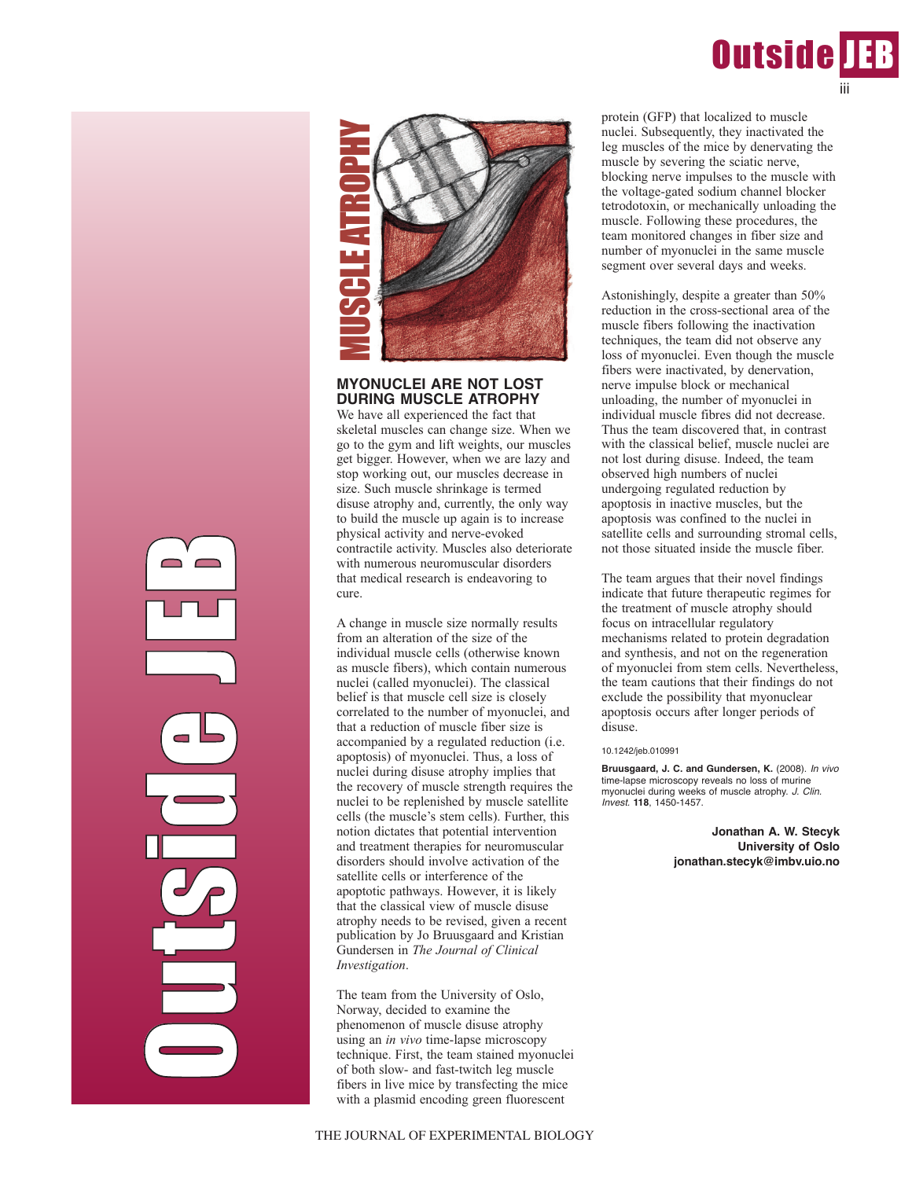MUSCLE ATROPHY

## MYONUCLEI ARE NOT LOST DURING MUSCLE ATROPHY

We have all experienced the fact that skeletal muscles can change size. When we go to the gym and lift weights, our muscles get bigger. However, when we are lazy and stop working out, our muscles decrease in size. Such muscle shrinkage is termed disuse atrophy and, currently, the only way to build the muscle up again is to increase physical activity and nerve-evoked contractile activity. Muscles also deteriorate with numerous neuromuscular disorders that medical research is endeavoring to cure.

A change in muscle size normally results from an alteration of the size of the individual muscle cells (otherwise known as muscle fibers), which contain numerous nuclei (called myonuclei). The classical belief is that muscle cell size is closely correlated to the number of myonuclei, and that a reduction of muscle fiber size is accompanied by a regulated reduction (i.e. apoptosis) of myonuclei. Thus, a loss of nuclei during disuse atrophy implies that the recovery of muscle strength requires the nuclei to be replenished by muscle satellite cells (the muscle's stem cells). Further, this notion dictates that potential intervention and treatment therapies for neuromuscular disorders should involve activation of the satellite cells or interference of the apoptotic pathways. However, it is likely that the classical view of muscle disuse atrophy needs to be revised, given a recent publication by Jo Bruusgaard and Kristian Gundersen in *The Journal of Clinical Investigation*.

The team from the University of Oslo, Norway, decided to examine the phenomenon of muscle disuse atrophy using an *in vivo* time-lapse microscopy technique. First, the team stained myonuclei of both slow- and fast-twitch leg muscle fibers in live mice by transfecting the mice with a plasmid encoding green fluorescent protein (GFP) that localized to muscle nuclei. Subsequently, they inactivated the leg muscles of the mice by denervating the muscle by severing the sciatic nerve, blocking nerve impulses to the muscle with the voltage-gated sodium channel blocker tetrodotoxin, or mechanically unloading the muscle. Following these procedures, the team monitored changes in fiber size and number of myonuclei in the same muscle segment over several days and weeks.

Astonishingly, despite a greater than 50% reduction in the cross-sectional area of the muscle fibers following the inactivation techniques, the team did not observe any loss of myonuclei. Even though the muscle fibers were inactivated, by denervation, nerve impulse block or mechanical unloading, the number of myonuclei in individual muscle fibres did not decrease. Thus the team discovered that, in contrast with the classical belief, muscle nuclei are not lost during disuse. Indeed, the team observed high numbers of nuclei undergoing regulated reduction by apoptosis in inactive muscles, but the apoptosis was confined to the nuclei in satellite cells and surrounding stromal cells, not those situated inside the muscle fiber.

The team argues that their novel findings indicate that future therapeutic regimes for the treatment of muscle atrophy should focus on intracellular regulatory mechanisms related to protein degradation and synthesis, and not on the regeneration of myonuclei from stem cells. Nevertheless, the team cautions that their findings do not exclude the possibility that myonuclear apoptosis occurs after longer periods of disuse.

10.1242/jeb.010991

**Bruusgaard, J. C. and Gundersen, K.** (2008). *In vivo* time-lapse microscopy reveals no loss of murine myonuclei during weeks of muscle atrophy. *J. Clin. Invest.* **118**, 1450-1457.

**Jonathan A. W. Stecyk**
**University of Oslo**
**jonathan.stecyk@imbv.uio.no**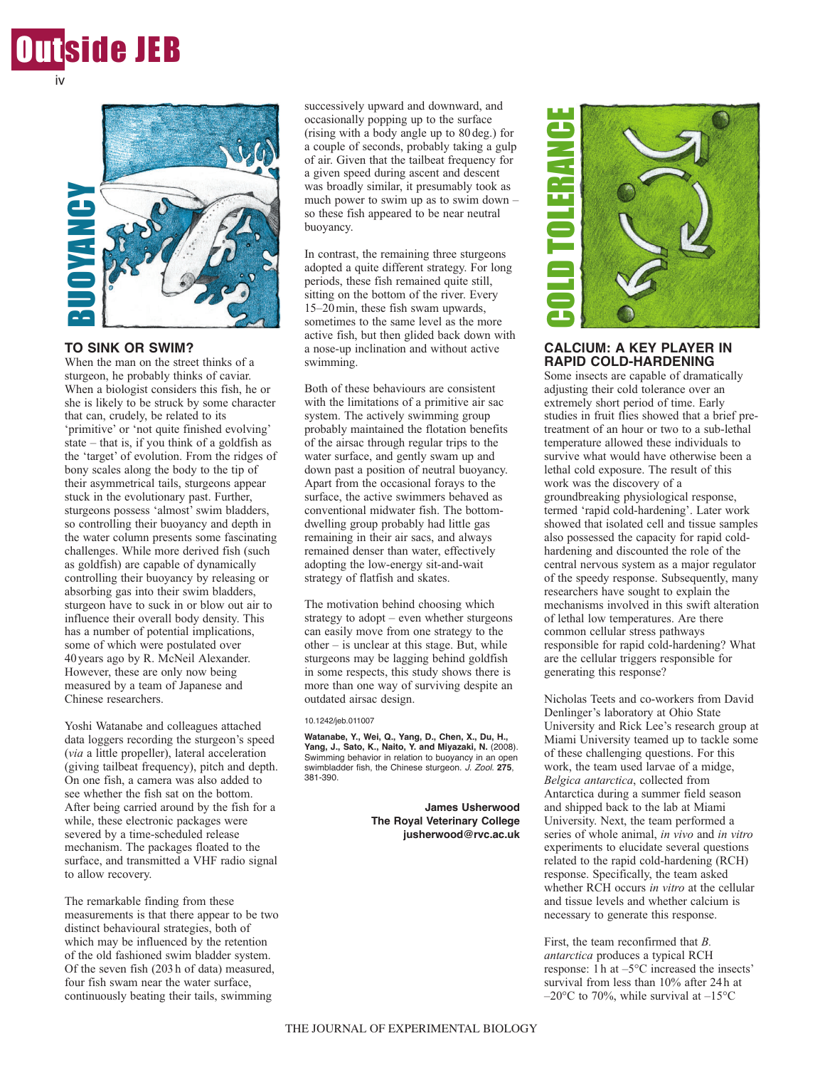BUOYANCY

## TO SINK OR SWIM?

When the man on the street thinks of a sturgeon, he probably thinks of caviar. When a biologist considers this fish, he or she is likely to be struck by some character that can, crudely, be related to its 'primitive' or 'not quite finished evolving' state – that is, if you think of a goldfish as the 'target' of evolution. From the ridges of bony scales along the body to the tip of their asymmetrical tails, sturgeons appear stuck in the evolutionary past. Further, sturgeons possess 'almost' swim bladders, so controlling their buoyancy and depth in the water column presents some fascinating challenges. While more derived fish (such as goldfish) are capable of dynamically controlling their buoyancy by releasing or absorbing gas into their swim bladders, sturgeon have to suck in or blow out air to influence their overall body density. This has a number of potential implications, some of which were postulated over 40 years ago by R. McNeil Alexander. However, these are only now being measured by a team of Japanese and Chinese researchers.

Yoshi Watanabe and colleagues attached data loggers recording the sturgeon's speed (*via* a little propeller), lateral acceleration (giving tailbeat frequency), pitch and depth. On one fish, a camera was also added to see whether the fish sat on the bottom. After being carried around by the fish for a while, these electronic packages were severed by a time-scheduled release mechanism. The packages floated to the surface, and transmitted a VHF radio signal to allow recovery.

The remarkable finding from these measurements is that there appear to be two distinct behavioural strategies, both of which may be influenced by the retention of the old fashioned swim bladder system. Of the seven fish (203 h of data) measured, four fish swam near the water surface, continuously beating their tails, swimming successively upward and downward, and occasionally popping up to the surface (rising with a body angle up to 80 deg.) for a couple of seconds, probably taking a gulp of air. Given that the tailbeat frequency for a given speed during ascent and descent was broadly similar, it presumably took as much power to swim up as to swim down – so these fish appeared to be near neutral buoyancy.

In contrast, the remaining three sturgeons adopted a quite different strategy. For long periods, these fish remained quite still, sitting on the bottom of the river. Every 15–20 min, these fish swam upwards, sometimes to the same level as the more active fish, but then glided back down with a nose-up inclination and without active swimming.

Both of these behaviours are consistent with the limitations of a primitive air sac system. The actively swimming group probably maintained the flotation benefits of the airsac through regular trips to the water surface, and gently swam up and down past a position of neutral buoyancy. Apart from the occasional forays to the surface, the active swimmers behaved as conventional midwater fish. The bottom-dwelling group probably had little gas remaining in their air sacs, and always remained denser than water, effectively adopting the low-energy sit-and-wait strategy of flatfish and skates.

The motivation behind choosing which strategy to adopt – even whether sturgeons can easily move from one strategy to the other – is unclear at this stage. But, while sturgeons may be lagging behind goldfish in some respects, this study shows there is more than one way of surviving despite an outdated airsac design.

10.1242/jeb.011007

**Watanabe, Y., Wei, Q., Yang, D., Chen, X., Du, H., Yang, J., Sato, K., Naito, Y. and Miyazaki, N.** (2008). Swimming behavior in relation to buoyancy in an open swimbladder fish, the Chinese sturgeon. *J. Zool.* **275**, 381-390.

**James Usherwood**
**The Royal Veterinary College**
**jusherwood@rvc.ac.uk**

COLD TOLERANCE

## CALCIUM: A KEY PLAYER IN RAPID COLD-HARDENING

Some insects are capable of dramatically adjusting their cold tolerance over an extremely short period of time. Early studies in fruit flies showed that a brief pre-treatment of an hour or two to a sub-lethal temperature allowed these individuals to survive what would have otherwise been a lethal cold exposure. The result of this work was the discovery of a groundbreaking physiological response, termed 'rapid cold-hardening'. Later work showed that isolated cell and tissue samples also possessed the capacity for rapid cold-hardening and discounted the role of the central nervous system as a major regulator of the speedy response. Subsequently, many researchers have sought to explain the mechanisms involved in this swift alteration of lethal low temperatures. Are there common cellular stress pathways responsible for rapid cold-hardening? What are the cellular triggers responsible for generating this response?

Nicholas Teets and co-workers from David Denlinger's laboratory at Ohio State University and Rick Lee's research group at Miami University teamed up to tackle some of these challenging questions. For this work, the team used larvae of a midge, *Belgica antarctica*, collected from Antarctica during a summer field season and shipped back to the lab at Miami University. Next, the team performed a series of whole animal, *in vivo* and *in vitro* experiments to elucidate several questions related to the rapid cold-hardening (RCH) response. Specifically, the team asked whether RCH occurs *in vitro* at the cellular and tissue levels and whether calcium is necessary to generate this response.

First, the team reconfirmed that *B. antarctica* produces a typical RCH response: 1 h at –5°C increased the insects' survival from less than 10% after 24 h at –20°C to 70%, while survival at –15°C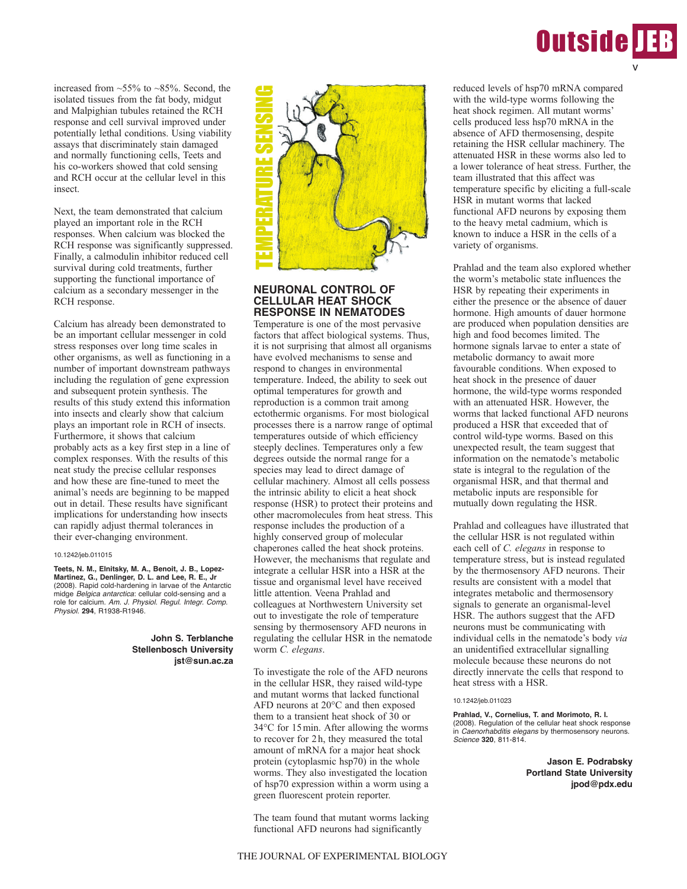increased from ~55% to ~85%. Second, the isolated tissues from the fat body, midgut and Malpighian tubules retained the RCH response and cell survival improved under potentially lethal conditions. Using viability assays that discriminately stain damaged and normally functioning cells, Teets and his co-workers showed that cold sensing and RCH occur at the cellular level in this insect.

Next, the team demonstrated that calcium played an important role in the RCH responses. When calcium was blocked the RCH response was significantly suppressed. Finally, a calmodulin inhibitor reduced cell survival during cold treatments, further supporting the functional importance of calcium as a secondary messenger in the RCH response.

Calcium has already been demonstrated to be an important cellular messenger in cold stress responses over long time scales in other organisms, as well as functioning in a number of important downstream pathways including the regulation of gene expression and subsequent protein synthesis. The results of this study extend this information into insects and clearly show that calcium plays an important role in RCH of insects. Furthermore, it shows that calcium probably acts as a key first step in a line of complex responses. With the results of this neat study the precise cellular responses and how these are fine-tuned to meet the animal's needs are beginning to be mapped out in detail. These results have significant implications for understanding how insects can rapidly adjust thermal tolerances in their ever-changing environment.

10.1242/jeb.011015

**Teets, N. M., Elnitsky, M. A., Benoit, J. B., Lopez-Martinez, G., Denlinger, D. L. and Lee, R. E., Jr** (2008). Rapid cold-hardening in larvae of the Antarctic midge *Belgica antarctica*: cellular cold-sensing and a role for calcium. *Am. J. Physiol. Regul. Integr. Comp. Physiol.* **294**, R1938-R1946.

**John S. Terblanche**
**Stellenbosch University**
**jst@sun.ac.za**

TEMPERATURE SENSING

## NEURONAL CONTROL OF CELLULAR HEAT SHOCK RESPONSE IN NEMATODES

Temperature is one of the most pervasive factors that affect biological systems. Thus, it is not surprising that almost all organisms have evolved mechanisms to sense and respond to changes in environmental temperature. Indeed, the ability to seek out optimal temperatures for growth and reproduction is a common trait among ectothermic organisms. For most biological processes there is a narrow range of optimal temperatures outside of which efficiency steeply declines. Temperatures only a few degrees outside the normal range for a species may lead to direct damage of cellular machinery. Almost all cells possess the intrinsic ability to elicit a heat shock response (HSR) to protect their proteins and other macromolecules from heat stress. This response includes the production of a highly conserved group of molecular chaperones called the heat shock proteins. However, the mechanisms that regulate and integrate a cellular HSR into a HSR at the tissue and organismal level have received little attention. Veena Prahlad and colleagues at Northwestern University set out to investigate the role of temperature sensing by thermosensory AFD neurons in regulating the cellular HSR in the nematode worm *C. elegans*.

To investigate the role of the AFD neurons in the cellular HSR, they raised wild-type and mutant worms that lacked functional AFD neurons at 20°C and then exposed them to a transient heat shock of 30 or 34°C for 15 min. After allowing the worms to recover for 2 h, they measured the total amount of mRNA for a major heat shock protein (cytoplasmic hsp70) in the whole worms. They also investigated the location of hsp70 expression within a worm using a green fluorescent protein reporter.

The team found that mutant worms lacking functional AFD neurons had significantly reduced levels of hsp70 mRNA compared with the wild-type worms following the heat shock regimen. All mutant worms' cells produced less hsp70 mRNA in the absence of AFD thermosensing, despite retaining the HSR cellular machinery. The attenuated HSR in these worms also led to a lower tolerance of heat stress. Further, the team illustrated that this affect was temperature specific by eliciting a full-scale HSR in mutant worms that lacked functional AFD neurons by exposing them to the heavy metal cadmium, which is known to induce a HSR in the cells of a variety of organisms.

Prahlad and the team also explored whether the worm's metabolic state influences the HSR by repeating their experiments in either the presence or the absence of dauer hormone. High amounts of dauer hormone are produced when population densities are high and food becomes limited. The hormone signals larvae to enter a state of metabolic dormancy to await more favourable conditions. When exposed to heat shock in the presence of dauer hormone, the wild-type worms responded with an attenuated HSR. However, the worms that lacked functional AFD neurons produced a HSR that exceeded that of control wild-type worms. Based on this unexpected result, the team suggest that information on the nematode's metabolic state is integral to the regulation of the organismal HSR, and that thermal and metabolic inputs are responsible for mutually down regulating the HSR.

Prahlad and colleagues have illustrated that the cellular HSR is not regulated within each cell of *C. elegans* in response to temperature stress, but is instead regulated by the thermosensory AFD neurons. Their results are consistent with a model that integrates metabolic and thermosensory signals to generate an organismal-level HSR. The authors suggest that the AFD neurons must be communicating with individual cells in the nematode's body *via* an unidentified extracellular signalling molecule because these neurons do not directly innervate the cells that respond to heat stress with a HSR.

10.1242/jeb.011023

**Prahlad, V., Cornelius, T. and Morimoto, R. I.** (2008). Regulation of the cellular heat shock response in *Caenorhabditis elegans* by thermosensory neurons. *Science* **320**, 811-814.

**Jason E. Podrabsky**
**Portland State University**
**jpod@pdx.edu**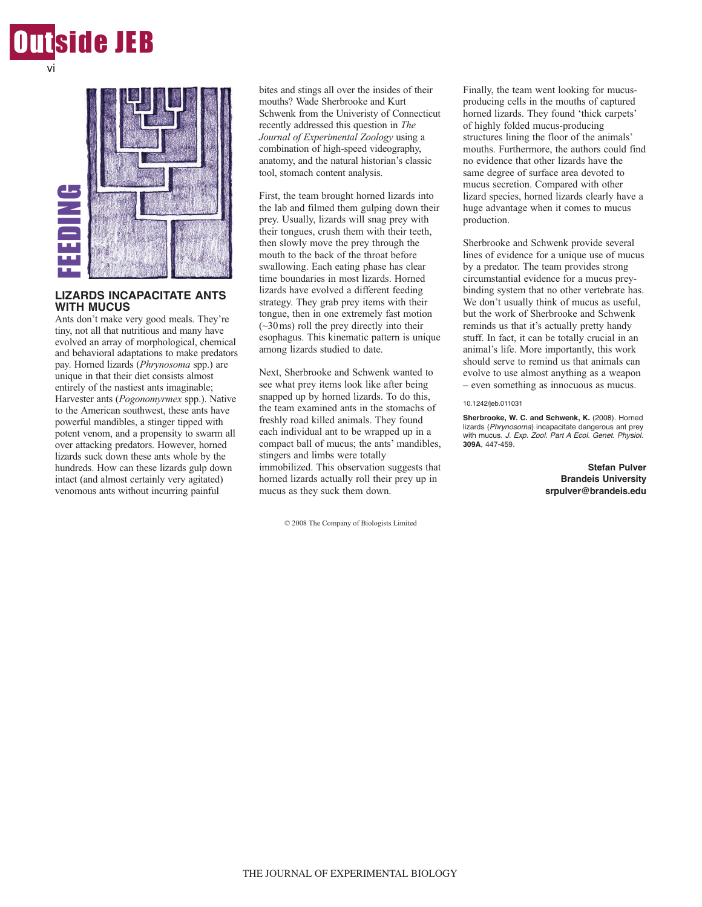## FEEDING

### LIZARDS INCAPACITATE ANTS WITH MUCUS

Ants don't make very good meals. They're tiny, not all that nutritious and many have evolved an array of morphological, chemical and behavioral adaptations to make predators pay. Horned lizards (*Phrynosoma* spp.) are unique in that their diet consists almost entirely of the nastiest ants imaginable; Harvester ants (*Pogonomyrmex* spp.). Native to the American southwest, these ants have powerful mandibles, a stinger tipped with potent venom, and a propensity to swarm all over attacking predators. However, horned lizards suck down these ants whole by the hundreds. How can these lizards gulp down intact (and almost certainly very agitated) venomous ants without incurring painful bites and stings all over the insides of their mouths? Wade Sherbrooke and Kurt Schwenk from the Univeristy of Connecticut recently addressed this question in *The Journal of Experimental Zoology* using a combination of high-speed videography, anatomy, and the natural historian's classic tool, stomach content analysis.

First, the team brought horned lizards into the lab and filmed them gulping down their prey. Usually, lizards will snag prey with their tongues, crush them with their teeth, then slowly move the prey through the mouth to the back of the throat before swallowing. Each eating phase has clear time boundaries in most lizards. Horned lizards have evolved a different feeding strategy. They grab prey items with their tongue, then in one extremely fast motion (~30 ms) roll the prey directly into their esophagus. This kinematic pattern is unique among lizards studied to date.

Next, Sherbrooke and Schwenk wanted to see what prey items look like after being snapped up by horned lizards. To do this, the team examined ants in the stomachs of freshly road killed animals. They found each individual ant to be wrapped up in a compact ball of mucus; the ants' mandibles, stingers and limbs were totally immobilized. This observation suggests that horned lizards actually roll their prey up in mucus as they suck them down.

Finally, the team went looking for mucus-producing cells in the mouths of captured horned lizards. They found 'thick carpets' of highly folded mucus-producing structures lining the floor of the animals' mouths. Furthermore, the authors could find no evidence that other lizards have the same degree of surface area devoted to mucus secretion. Compared with other lizard species, horned lizards clearly have a huge advantage when it comes to mucus production.

Sherbrooke and Schwenk provide several lines of evidence for a unique use of mucus by a predator. The team provides strong circumstantial evidence for a mucus prey-binding system that no other vertebrate has. We don't usually think of mucus as useful, but the work of Sherbrooke and Schwenk reminds us that it's actually pretty handy stuff. In fact, it can be totally crucial in an animal's life. More importantly, this work should serve to remind us that animals can evolve to use almost anything as a weapon – even something as innocuous as mucus.

10.1242/jeb.011031

**Sherbrooke, W. C. and Schwenk, K.** (2008). Horned lizards (*Phrynosoma*) incapacitate dangerous ant prey with mucus. *J. Exp. Zool. Part A Ecol. Genet. Physiol.* **309A**, 447-459.

**Stefan Pulver**
**Brandeis University**
**srpulver@brandeis.edu**

© 2008 The Company of Biologists Limited